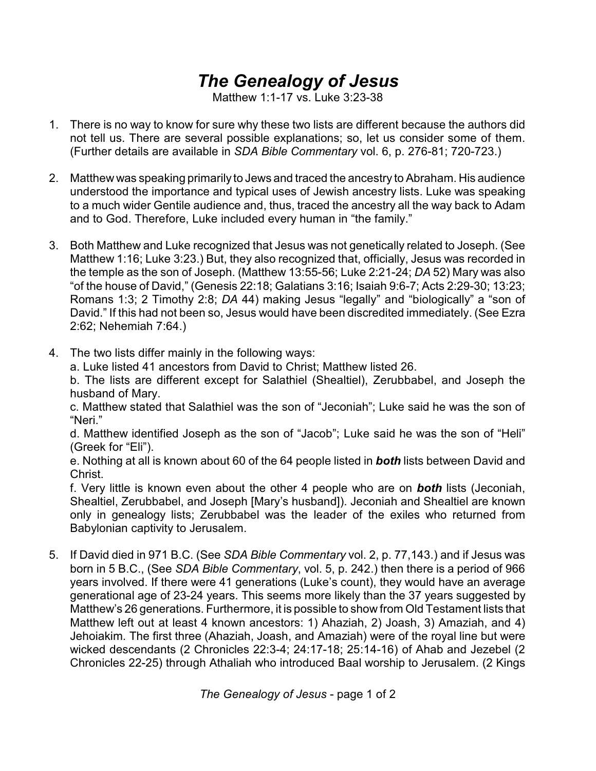# *The Genealogy of Jesus*

Matthew 1:1-17 vs. Luke 3:23-38

1. There is no way to know for sure why these two lists are different because the authors did not tell us. There are several possible explanations; so, let us consider some of them. (Further details are available in *SDA Bible Commentary* vol. 6, p. 276-81; 720-723.)

2. Matthew was speaking primarily to Jews and traced the ancestry to Abraham. His audience understood the importance and typical uses of Jewish ancestry lists. Luke was speaking to a much wider Gentile audience and, thus, traced the ancestry all the way back to Adam and to God. Therefore, Luke included every human in "the family."

3. Both Matthew and Luke recognized that Jesus was not genetically related to Joseph. (See Matthew 1:16; Luke 3:23.) But, they also recognized that, officially, Jesus was recorded in the temple as the son of Joseph. (Matthew 13:55-56; Luke 2:21-24; *DA* 52) Mary was also "of the house of David," (Genesis 22:18; Galatians 3:16; Isaiah 9:6-7; Acts 2:29-30; 13:23; Romans 1:3; 2 Timothy 2:8; *DA* 44) making Jesus "legally" and "biologically" a "son of David." If this had not been so, Jesus would have been discredited immediately. (See Ezra 2:62; Nehemiah 7:64.)

4. The two lists differ mainly in the following ways:
   a. Luke listed 41 ancestors from David to Christ; Matthew listed 26.
   b. The lists are different except for Salathiel (Shealtiel), Zerubbabel, and Joseph the husband of Mary.
   c. Matthew stated that Salathiel was the son of "Jeconiah"; Luke said he was the son of "Neri."
   d. Matthew identified Joseph as the son of "Jacob"; Luke said he was the son of "Heli" (Greek for "Eli").
   e. Nothing at all is known about 60 of the 64 people listed in ***both*** lists between David and Christ.
   f. Very little is known even about the other 4 people who are on ***both*** lists (Jeconiah, Shealtiel, Zerubbabel, and Joseph [Mary's husband]). Jeconiah and Shealtiel are known only in genealogy lists; Zerubbabel was the leader of the exiles who returned from Babylonian captivity to Jerusalem.

5. If David died in 971 B.C. (See *SDA Bible Commentary* vol. 2, p. 77,143.) and if Jesus was born in 5 B.C., (See *SDA Bible Commentary*, vol. 5, p. 242.) then there is a period of 966 years involved. If there were 41 generations (Luke's count), they would have an average generational age of 23-24 years. This seems more likely than the 37 years suggested by Matthew's 26 generations. Furthermore, it is possible to show from Old Testament lists that Matthew left out at least 4 known ancestors: 1) Ahaziah, 2) Joash, 3) Amaziah, and 4) Jehoiakim. The first three (Ahaziah, Joash, and Amaziah) were of the royal line but were wicked descendants (2 Chronicles 22:3-4; 24:17-18; 25:14-16) of Ahab and Jezebel (2 Chronicles 22-25) through Athaliah who introduced Baal worship to Jerusalem. (2 Kings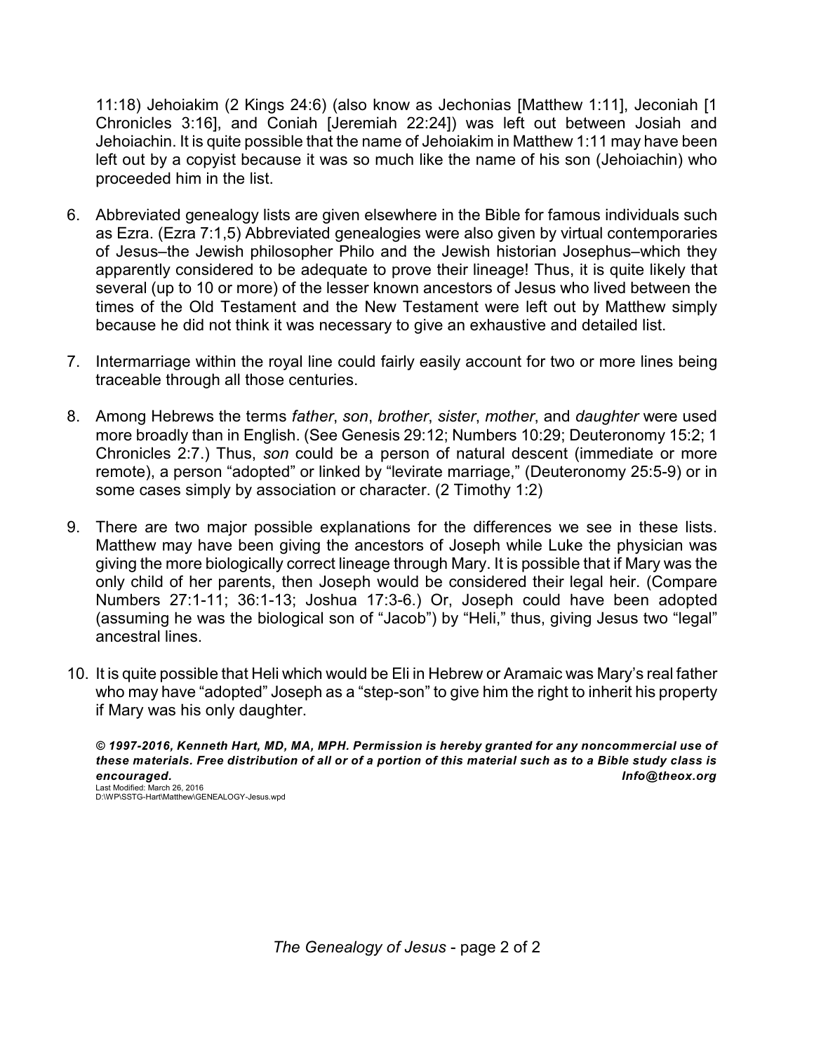11:18) Jehoiakim (2 Kings 24:6) (also know as Jechonias [Matthew 1:11], Jeconiah [1 Chronicles 3:16], and Coniah [Jeremiah 22:24]) was left out between Josiah and Jehoiachin. It is quite possible that the name of Jehoiakim in Matthew 1:11 may have been left out by a copyist because it was so much like the name of his son (Jehoiachin) who proceeded him in the list.

6. Abbreviated genealogy lists are given elsewhere in the Bible for famous individuals such as Ezra. (Ezra 7:1,5) Abbreviated genealogies were also given by virtual contemporaries of Jesus–the Jewish philosopher Philo and the Jewish historian Josephus–which they apparently considered to be adequate to prove their lineage! Thus, it is quite likely that several (up to 10 or more) of the lesser known ancestors of Jesus who lived between the times of the Old Testament and the New Testament were left out by Matthew simply because he did not think it was necessary to give an exhaustive and detailed list.

7. Intermarriage within the royal line could fairly easily account for two or more lines being traceable through all those centuries.

8. Among Hebrews the terms *father*, *son*, *brother*, *sister*, *mother*, and *daughter* were used more broadly than in English. (See Genesis 29:12; Numbers 10:29; Deuteronomy 15:2; 1 Chronicles 2:7.) Thus, *son* could be a person of natural descent (immediate or more remote), a person "adopted" or linked by "levirate marriage," (Deuteronomy 25:5-9) or in some cases simply by association or character. (2 Timothy 1:2)

9. There are two major possible explanations for the differences we see in these lists. Matthew may have been giving the ancestors of Joseph while Luke the physician was giving the more biologically correct lineage through Mary. It is possible that if Mary was the only child of her parents, then Joseph would be considered their legal heir. (Compare Numbers 27:1-11; 36:1-13; Joshua 17:3-6.) Or, Joseph could have been adopted (assuming he was the biological son of "Jacob") by "Heli," thus, giving Jesus two "legal" ancestral lines.

10. It is quite possible that Heli which would be Eli in Hebrew or Aramaic was Mary's real father who may have "adopted" Joseph as a "step-son" to give him the right to inherit his property if Mary was his only daughter.

***© 1997-2016, Kenneth Hart, MD, MA, MPH. Permission is hereby granted for any noncommercial use of these materials. Free distribution of all or of a portion of this material such as to a Bible study class is encouraged.*** ***Info@theox.org***

Last Modified: March 26, 2016
D:\WP\SSTG-Hart\Matthew\GENEALOGY-Jesus.wpd